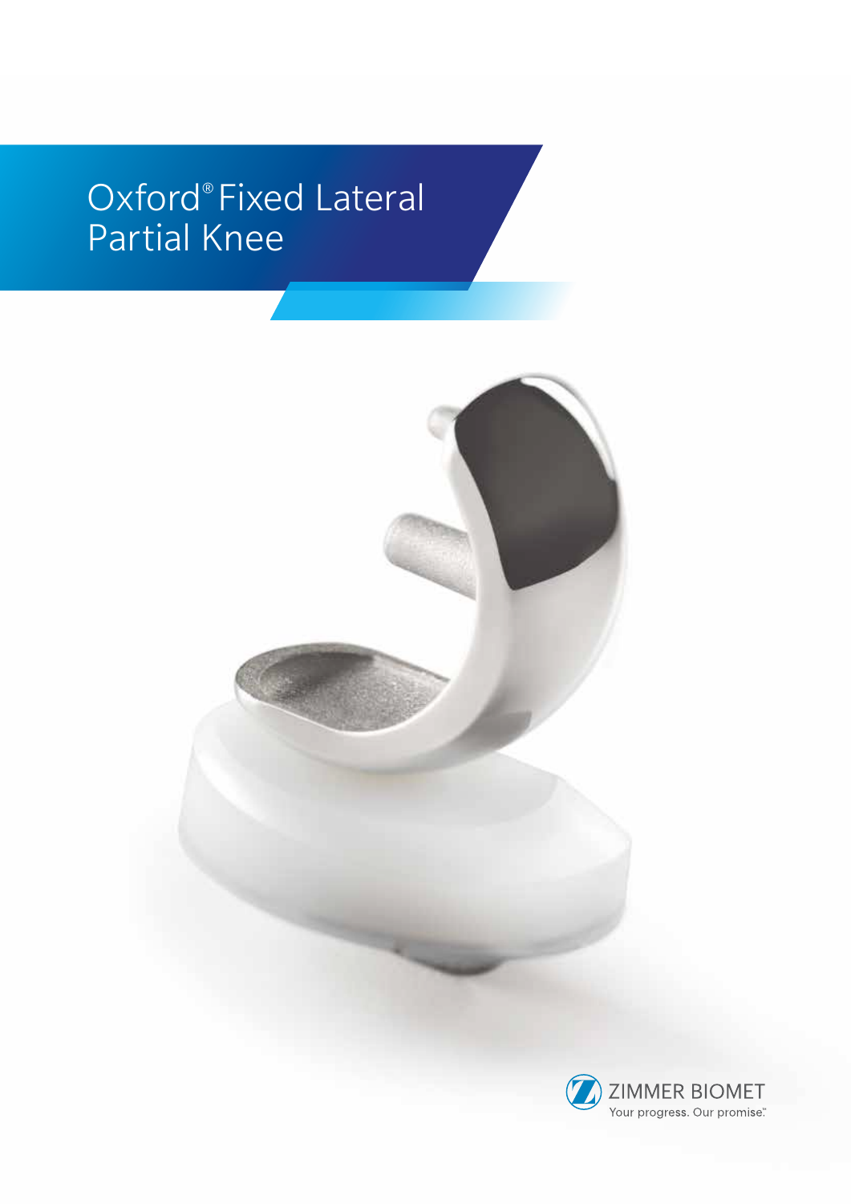# Oxford® Fixed Lateral Partial Knee

ZIMMER BIOMET

Your progress. Our promise.™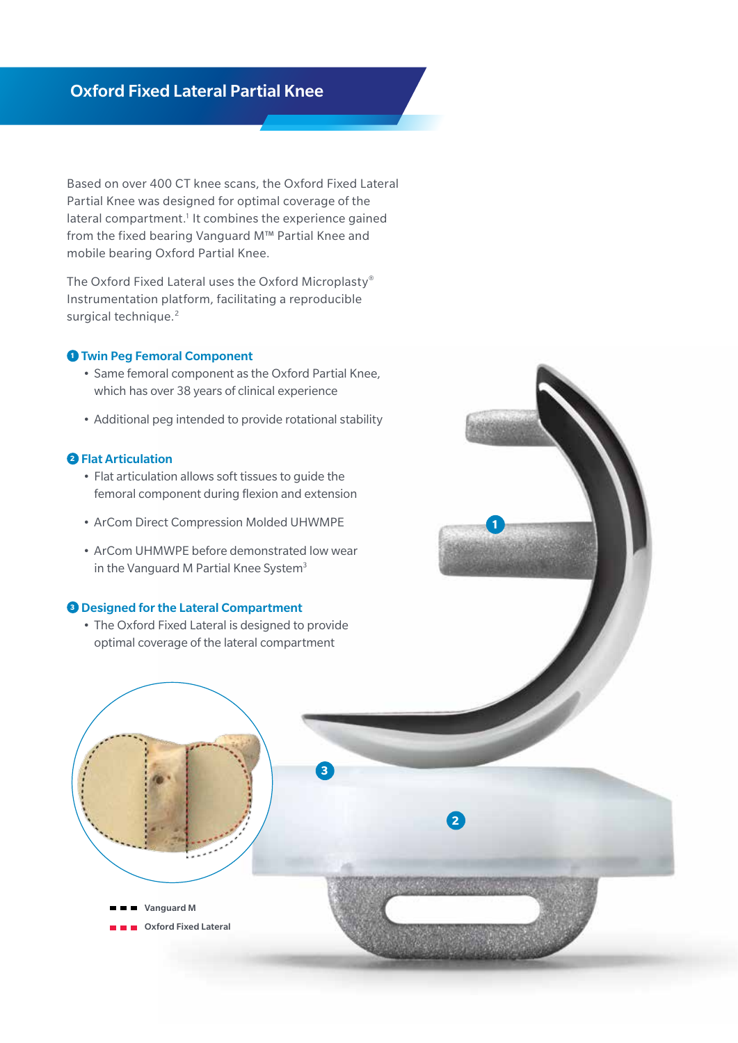# Oxford Fixed Lateral Partial Knee

Based on over 400 CT knee scans, the Oxford Fixed Lateral Partial Knee was designed for optimal coverage of the lateral compartment.[1] It combines the experience gained from the fixed bearing Vanguard M™ Partial Knee and mobile bearing Oxford Partial Knee.

The Oxford Fixed Lateral uses the Oxford Microplasty® Instrumentation platform, facilitating a reproducible surgical technique.[2]

### 1 Twin Peg Femoral Component

- Same femoral component as the Oxford Partial Knee, which has over 38 years of clinical experience
- Additional peg intended to provide rotational stability

### 2 Flat Articulation

- Flat articulation allows soft tissues to guide the femoral component during flexion and extension
- ArCom Direct Compression Molded UHWMPE
- ArCom UHMWPE before demonstrated low wear in the Vanguard M Partial Knee System[3]

### 3 Designed for the Lateral Compartment

- The Oxford Fixed Lateral is designed to provide optimal coverage of the lateral compartment

Vanguard M

Oxford Fixed Lateral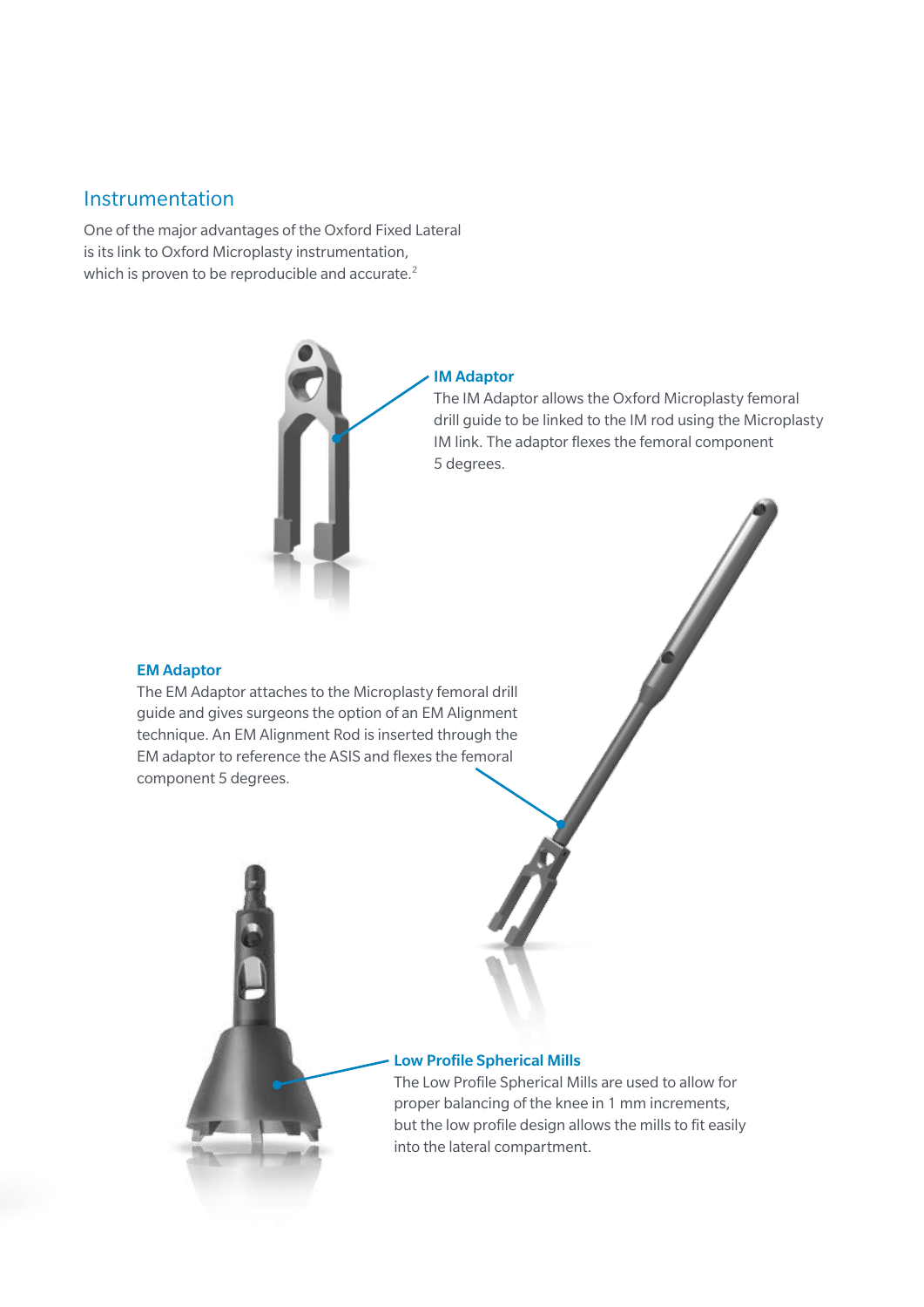## Instrumentation

One of the major advantages of the Oxford Fixed Lateral is its link to Oxford Microplasty instrumentation, which is proven to be reproducible and accurate.[2]

### IM Adaptor

The IM Adaptor allows the Oxford Microplasty femoral drill guide to be linked to the IM rod using the Microplasty IM link. The adaptor flexes the femoral component 5 degrees.

### EM Adaptor

The EM Adaptor attaches to the Microplasty femoral drill guide and gives surgeons the option of an EM Alignment technique. An EM Alignment Rod is inserted through the EM adaptor to reference the ASIS and flexes the femoral component 5 degrees.

### Low Profile Spherical Mills

The Low Profile Spherical Mills are used to allow for proper balancing of the knee in 1 mm increments, but the low profile design allows the mills to fit easily into the lateral compartment.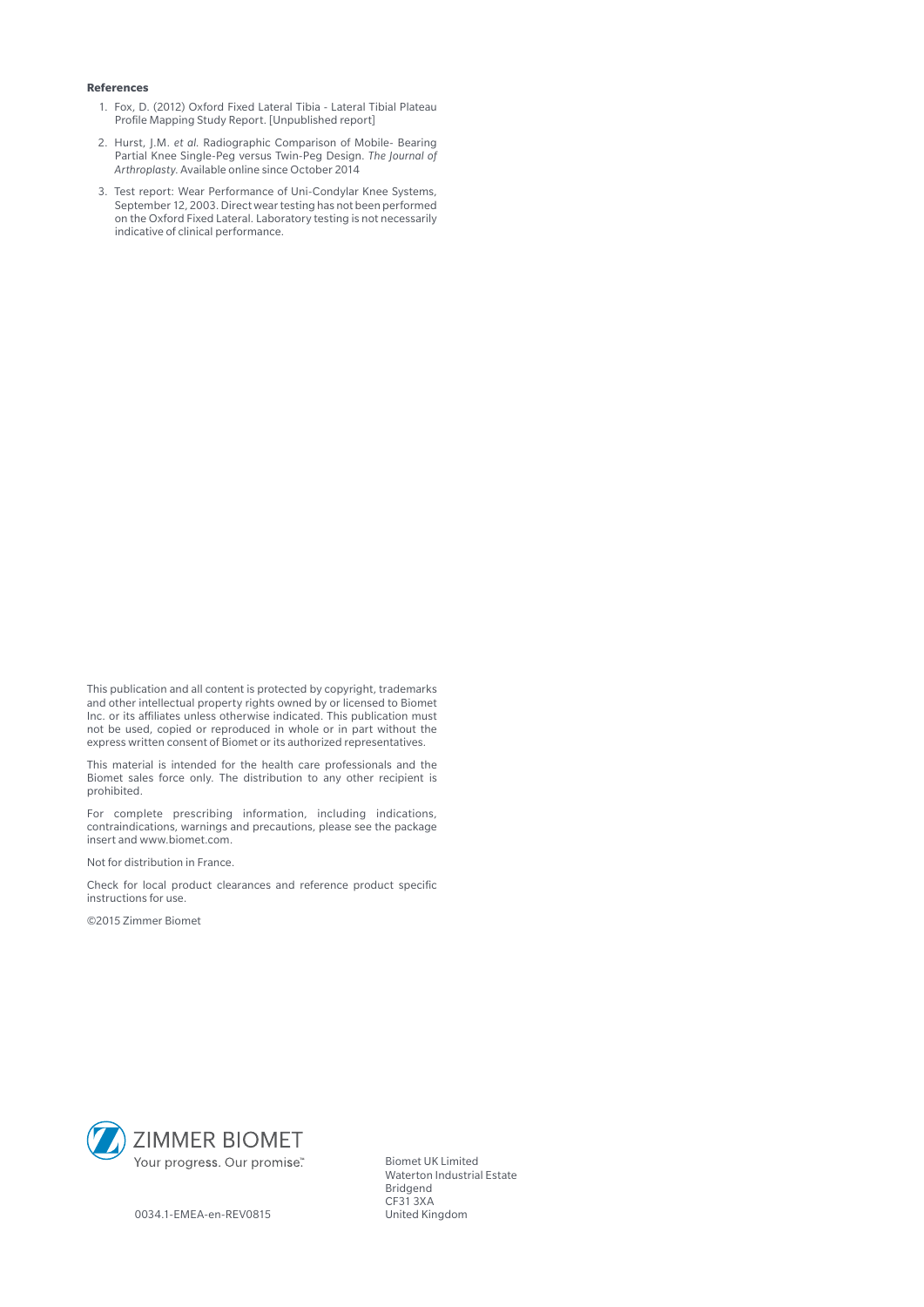**References**

1. Fox, D. (2012) Oxford Fixed Lateral Tibia - Lateral Tibial Plateau Profile Mapping Study Report. [Unpublished report]
2. Hurst, J.M. *et al.* Radiographic Comparison of Mobile- Bearing Partial Knee Single-Peg versus Twin-Peg Design. *The Journal of Arthroplasty*. Available online since October 2014
3. Test report: Wear Performance of Uni-Condylar Knee Systems, September 12, 2003. Direct wear testing has not been performed on the Oxford Fixed Lateral. Laboratory testing is not necessarily indicative of clinical performance.

This publication and all content is protected by copyright, trademarks and other intellectual property rights owned by or licensed to Biomet Inc. or its affiliates unless otherwise indicated. This publication must not be used, copied or reproduced in whole or in part without the express written consent of Biomet or its authorized representatives.

This material is intended for the health care professionals and the Biomet sales force only. The distribution to any other recipient is prohibited.

For complete prescribing information, including indications, contraindications, warnings and precautions, please see the package insert and www.biomet.com.

Not for distribution in France.

Check for local product clearances and reference product specific instructions for use.

©2015 Zimmer Biomet

ZIMMER BIOMET
Your progress. Our promise.™

0034.1-EMEA-en-REV0815

Biomet UK Limited
Waterton Industrial Estate
Bridgend
CF31 3XA
United Kingdom